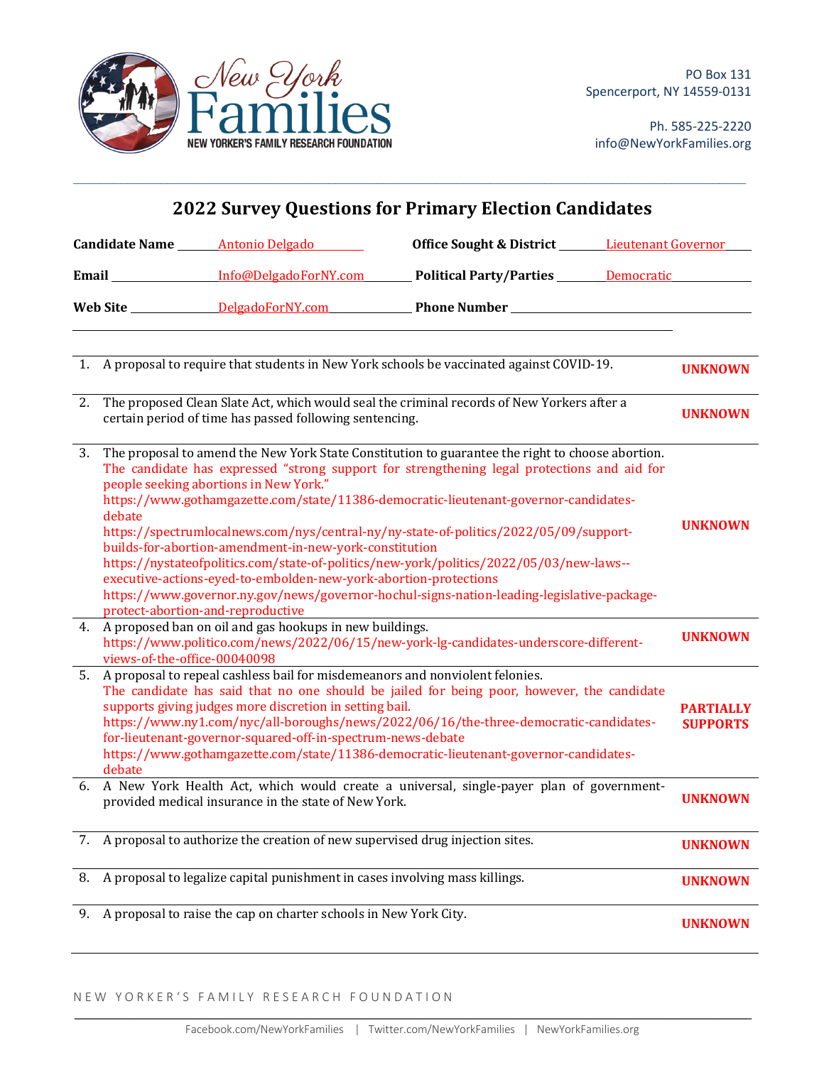New York Families
NEW YORKER'S FAMILY RESEARCH FOUNDATION

PO Box 131
Spencerport, NY 14559-0131

Ph. 585-225-2220
info@NewYorkFamilies.org

# 2022 Survey Questions for Primary Election Candidates

**Candidate Name** Antonio Delgado **Office Sought & District** Lieutenant Governor

**Email** Info@DelgadoForNY.com **Political Party/Parties** Democratic

**Web Site** DelgadoForNY.com **Phone Number**

| # | Question | Position |
|---|---|---|
| 1. | A proposal to require that students in New York schools be vaccinated against COVID-19. | **UNKNOWN** |
| 2. | The proposed Clean Slate Act, which would seal the criminal records of New Yorkers after a certain period of time has passed following sentencing. | **UNKNOWN** |
| 3. | The proposal to amend the New York State Constitution to guarantee the right to choose abortion. The candidate has expressed "strong support for strengthening legal protections and aid for people seeking abortions in New York." https://www.gothamgazette.com/state/11386-democratic-lieutenant-governor-candidates-debate https://spectrumlocalnews.com/nys/central-ny/ny-state-of-politics/2022/05/09/support-builds-for-abortion-amendment-in-new-york-constitution https://nystateofpolitics.com/state-of-politics/new-york/politics/2022/05/03/new-laws--executive-actions-eyed-to-embolden-new-york-abortion-protections https://www.governor.ny.gov/news/governor-hochul-signs-nation-leading-legislative-package-protect-abortion-and-reproductive | **UNKNOWN** |
| 4. | A proposed ban on oil and gas hookups in new buildings. https://www.politico.com/news/2022/06/15/new-york-lg-candidates-underscore-different-views-of-the-office-00040098 | **UNKNOWN** |
| 5. | A proposal to repeal cashless bail for misdemeanors and nonviolent felonies. The candidate has said that no one should be jailed for being poor, however, the candidate supports giving judges more discretion in setting bail. https://www.ny1.com/nyc/all-boroughs/news/2022/06/16/the-three-democratic-candidates-for-lieutenant-governor-squared-off-in-spectrum-news-debate https://www.gothamgazette.com/state/11386-democratic-lieutenant-governor-candidates-debate | **PARTIALLY SUPPORTS** |
| 6. | A New York Health Act, which would create a universal, single-payer plan of government-provided medical insurance in the state of New York. | **UNKNOWN** |
| 7. | A proposal to authorize the creation of new supervised drug injection sites. | **UNKNOWN** |
| 8. | A proposal to legalize capital punishment in cases involving mass killings. | **UNKNOWN** |
| 9. | A proposal to raise the cap on charter schools in New York City. | **UNKNOWN** |

NEW YORKER'S FAMILY RESEARCH FOUNDATION

Facebook.com/NewYorkFamilies | Twitter.com/NewYorkFamilies | NewYorkFamilies.org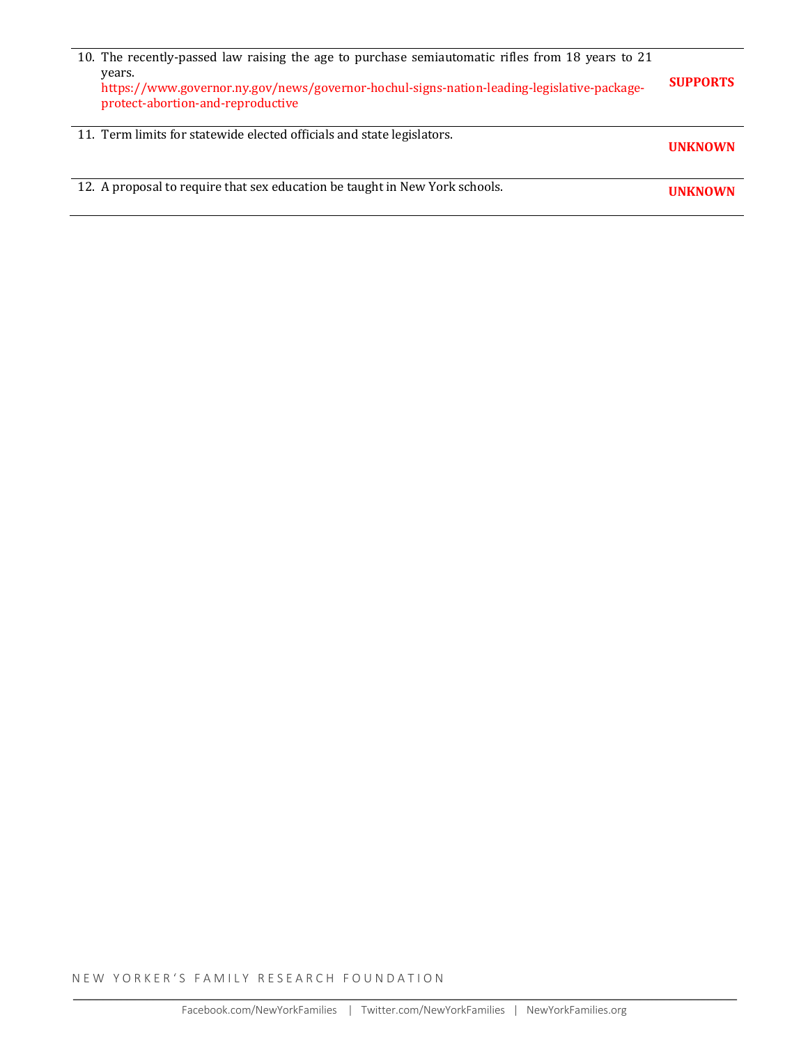| | |
|---|---|
| 10. The recently-passed law raising the age to purchase semiautomatic rifles from 18 years to 21 years. https://www.governor.ny.gov/news/governor-hochul-signs-nation-leading-legislative-package-protect-abortion-and-reproductive | **SUPPORTS** |
| 11. Term limits for statewide elected officials and state legislators. | **UNKNOWN** |
| 12. A proposal to require that sex education be taught in New York schools. | **UNKNOWN** |

NEW YORKER'S FAMILY RESEARCH FOUNDATION

Facebook.com/NewYorkFamilies | Twitter.com/NewYorkFamilies | NewYorkFamilies.org